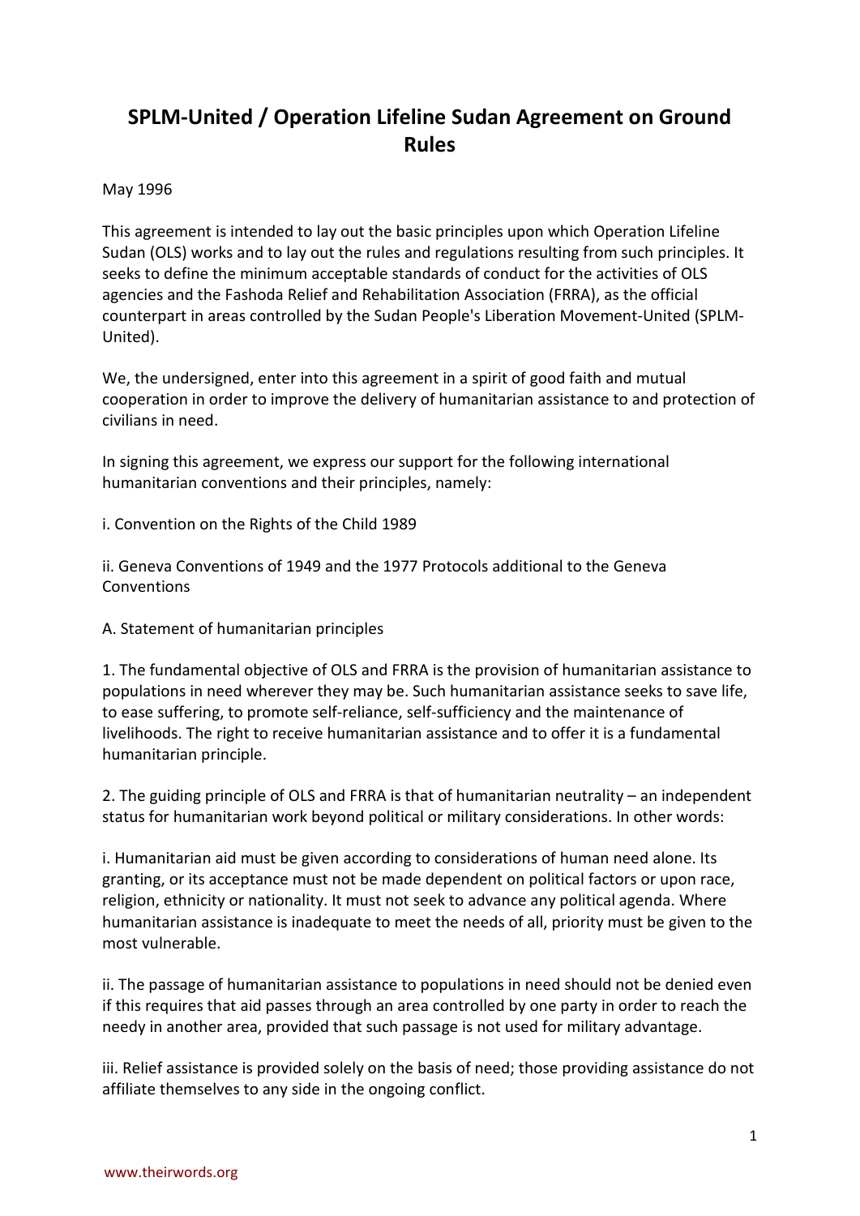# SPLM-United / Operation Lifeline Sudan Agreement on Ground Rules

May 1996

This agreement is intended to lay out the basic principles upon which Operation Lifeline Sudan (OLS) works and to lay out the rules and regulations resulting from such principles. It seeks to define the minimum acceptable standards of conduct for the activities of OLS agencies and the Fashoda Relief and Rehabilitation Association (FRRA), as the official counterpart in areas controlled by the Sudan People's Liberation Movement-United (SPLM-United).

We, the undersigned, enter into this agreement in a spirit of good faith and mutual cooperation in order to improve the delivery of humanitarian assistance to and protection of civilians in need.

In signing this agreement, we express our support for the following international humanitarian conventions and their principles, namely:

i. Convention on the Rights of the Child 1989

ii. Geneva Conventions of 1949 and the 1977 Protocols additional to the Geneva Conventions

A. Statement of humanitarian principles

1. The fundamental objective of OLS and FRRA is the provision of humanitarian assistance to populations in need wherever they may be. Such humanitarian assistance seeks to save life, to ease suffering, to promote self-reliance, self-sufficiency and the maintenance of livelihoods. The right to receive humanitarian assistance and to offer it is a fundamental humanitarian principle.

2. The guiding principle of OLS and FRRA is that of humanitarian neutrality – an independent status for humanitarian work beyond political or military considerations. In other words:

i. Humanitarian aid must be given according to considerations of human need alone. Its granting, or its acceptance must not be made dependent on political factors or upon race, religion, ethnicity or nationality. It must not seek to advance any political agenda. Where humanitarian assistance is inadequate to meet the needs of all, priority must be given to the most vulnerable.

ii. The passage of humanitarian assistance to populations in need should not be denied even if this requires that aid passes through an area controlled by one party in order to reach the needy in another area, provided that such passage is not used for military advantage.

iii. Relief assistance is provided solely on the basis of need; those providing assistance do not affiliate themselves to any side in the ongoing conflict.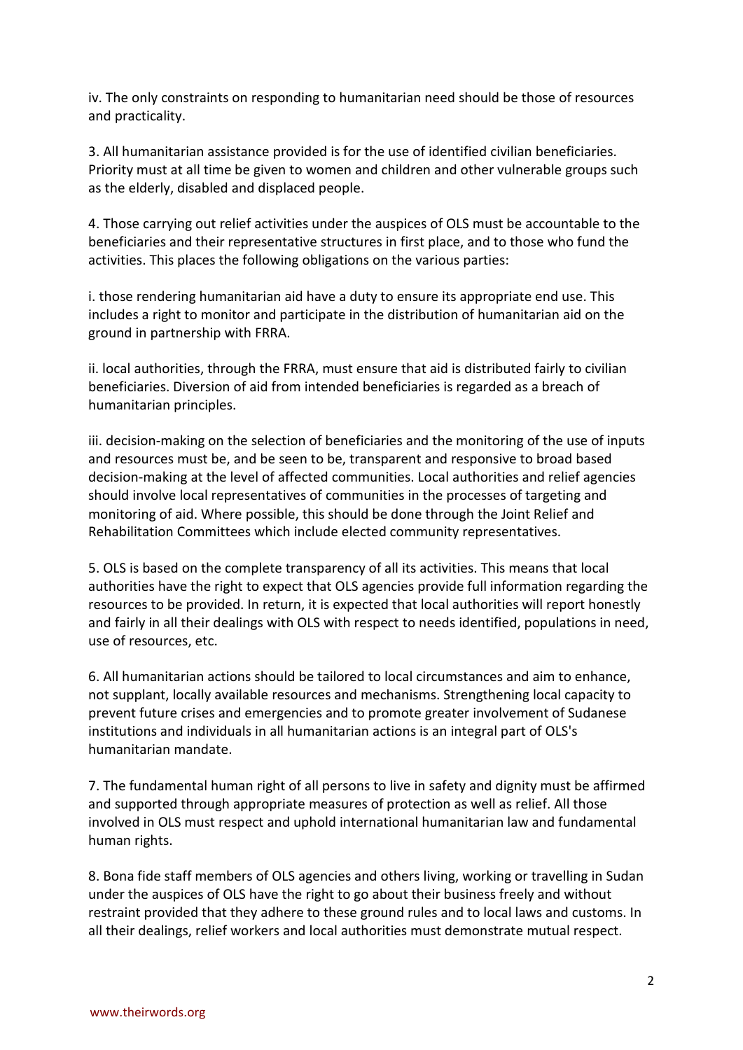iv. The only constraints on responding to humanitarian need should be those of resources and practicality.

3. All humanitarian assistance provided is for the use of identified civilian beneficiaries. Priority must at all time be given to women and children and other vulnerable groups such as the elderly, disabled and displaced people.

4. Those carrying out relief activities under the auspices of OLS must be accountable to the beneficiaries and their representative structures in first place, and to those who fund the activities. This places the following obligations on the various parties:

i. those rendering humanitarian aid have a duty to ensure its appropriate end use. This includes a right to monitor and participate in the distribution of humanitarian aid on the ground in partnership with FRRA.

ii. local authorities, through the FRRA, must ensure that aid is distributed fairly to civilian beneficiaries. Diversion of aid from intended beneficiaries is regarded as a breach of humanitarian principles.

iii. decision-making on the selection of beneficiaries and the monitoring of the use of inputs and resources must be, and be seen to be, transparent and responsive to broad based decision-making at the level of affected communities. Local authorities and relief agencies should involve local representatives of communities in the processes of targeting and monitoring of aid. Where possible, this should be done through the Joint Relief and Rehabilitation Committees which include elected community representatives.

5. OLS is based on the complete transparency of all its activities. This means that local authorities have the right to expect that OLS agencies provide full information regarding the resources to be provided. In return, it is expected that local authorities will report honestly and fairly in all their dealings with OLS with respect to needs identified, populations in need, use of resources, etc.

6. All humanitarian actions should be tailored to local circumstances and aim to enhance, not supplant, locally available resources and mechanisms. Strengthening local capacity to prevent future crises and emergencies and to promote greater involvement of Sudanese institutions and individuals in all humanitarian actions is an integral part of OLS's humanitarian mandate.

7. The fundamental human right of all persons to live in safety and dignity must be affirmed and supported through appropriate measures of protection as well as relief. All those involved in OLS must respect and uphold international humanitarian law and fundamental human rights.

8. Bona fide staff members of OLS agencies and others living, working or travelling in Sudan under the auspices of OLS have the right to go about their business freely and without restraint provided that they adhere to these ground rules and to local laws and customs. In all their dealings, relief workers and local authorities must demonstrate mutual respect.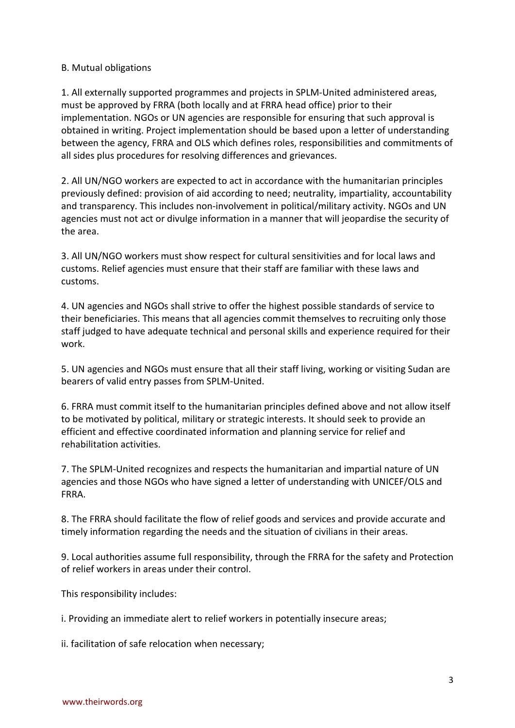B. Mutual obligations

1. All externally supported programmes and projects in SPLM-United administered areas, must be approved by FRRA (both locally and at FRRA head office) prior to their implementation. NGOs or UN agencies are responsible for ensuring that such approval is obtained in writing. Project implementation should be based upon a letter of understanding between the agency, FRRA and OLS which defines roles, responsibilities and commitments of all sides plus procedures for resolving differences and grievances.

2. All UN/NGO workers are expected to act in accordance with the humanitarian principles previously defined: provision of aid according to need; neutrality, impartiality, accountability and transparency. This includes non-involvement in political/military activity. NGOs and UN agencies must not act or divulge information in a manner that will jeopardise the security of the area.

3. All UN/NGO workers must show respect for cultural sensitivities and for local laws and customs. Relief agencies must ensure that their staff are familiar with these laws and customs.

4. UN agencies and NGOs shall strive to offer the highest possible standards of service to their beneficiaries. This means that all agencies commit themselves to recruiting only those staff judged to have adequate technical and personal skills and experience required for their work.

5. UN agencies and NGOs must ensure that all their staff living, working or visiting Sudan are bearers of valid entry passes from SPLM-United.

6. FRRA must commit itself to the humanitarian principles defined above and not allow itself to be motivated by political, military or strategic interests. It should seek to provide an efficient and effective coordinated information and planning service for relief and rehabilitation activities.

7. The SPLM-United recognizes and respects the humanitarian and impartial nature of UN agencies and those NGOs who have signed a letter of understanding with UNICEF/OLS and FRRA.

8. The FRRA should facilitate the flow of relief goods and services and provide accurate and timely information regarding the needs and the situation of civilians in their areas.

9. Local authorities assume full responsibility, through the FRRA for the safety and Protection of relief workers in areas under their control.

This responsibility includes:

i. Providing an immediate alert to relief workers in potentially insecure areas;

ii. facilitation of safe relocation when necessary;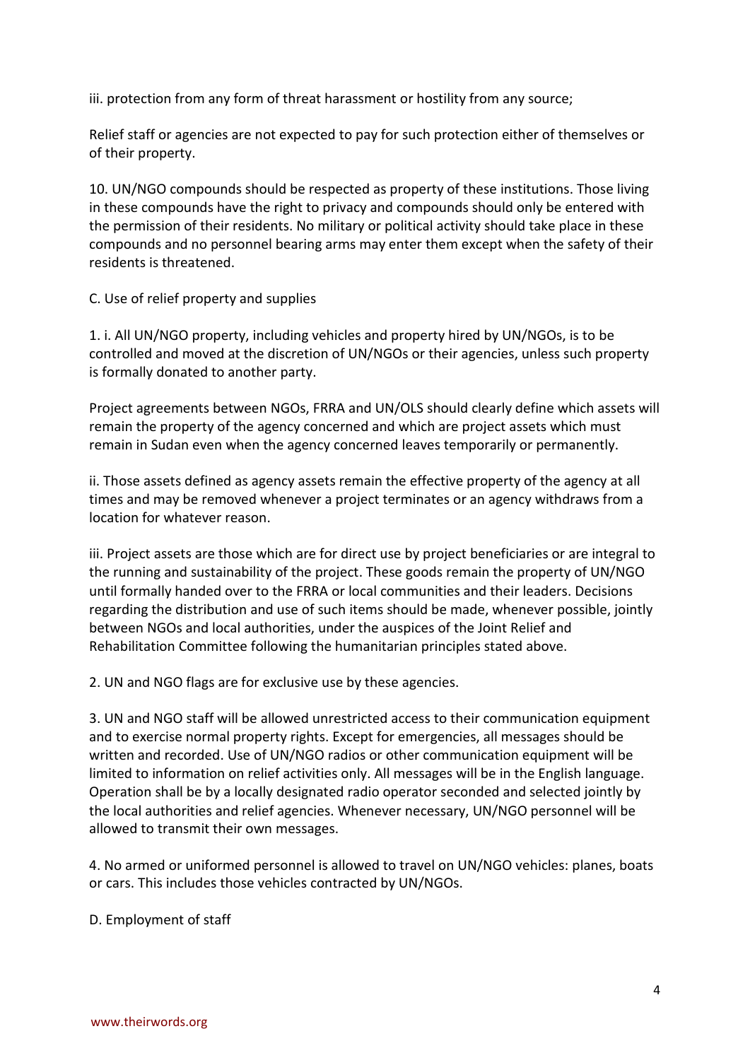iii. protection from any form of threat harassment or hostility from any source;

Relief staff or agencies are not expected to pay for such protection either of themselves or of their property.

10. UN/NGO compounds should be respected as property of these institutions. Those living in these compounds have the right to privacy and compounds should only be entered with the permission of their residents. No military or political activity should take place in these compounds and no personnel bearing arms may enter them except when the safety of their residents is threatened.

C. Use of relief property and supplies

1. i. All UN/NGO property, including vehicles and property hired by UN/NGOs, is to be controlled and moved at the discretion of UN/NGOs or their agencies, unless such property is formally donated to another party.

Project agreements between NGOs, FRRA and UN/OLS should clearly define which assets will remain the property of the agency concerned and which are project assets which must remain in Sudan even when the agency concerned leaves temporarily or permanently.

ii. Those assets defined as agency assets remain the effective property of the agency at all times and may be removed whenever a project terminates or an agency withdraws from a location for whatever reason.

iii. Project assets are those which are for direct use by project beneficiaries or are integral to the running and sustainability of the project. These goods remain the property of UN/NGO until formally handed over to the FRRA or local communities and their leaders. Decisions regarding the distribution and use of such items should be made, whenever possible, jointly between NGOs and local authorities, under the auspices of the Joint Relief and Rehabilitation Committee following the humanitarian principles stated above.

2. UN and NGO flags are for exclusive use by these agencies.

3. UN and NGO staff will be allowed unrestricted access to their communication equipment and to exercise normal property rights. Except for emergencies, all messages should be written and recorded. Use of UN/NGO radios or other communication equipment will be limited to information on relief activities only. All messages will be in the English language. Operation shall be by a locally designated radio operator seconded and selected jointly by the local authorities and relief agencies. Whenever necessary, UN/NGO personnel will be allowed to transmit their own messages.

4. No armed or uniformed personnel is allowed to travel on UN/NGO vehicles: planes, boats or cars. This includes those vehicles contracted by UN/NGOs.

D. Employment of staff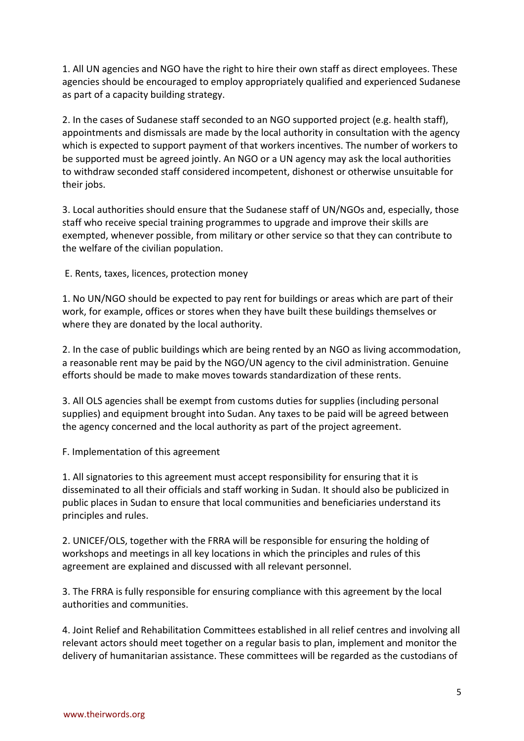1. All UN agencies and NGO have the right to hire their own staff as direct employees. These agencies should be encouraged to employ appropriately qualified and experienced Sudanese as part of a capacity building strategy.

2. In the cases of Sudanese staff seconded to an NGO supported project (e.g. health staff), appointments and dismissals are made by the local authority in consultation with the agency which is expected to support payment of that workers incentives. The number of workers to be supported must be agreed jointly. An NGO or a UN agency may ask the local authorities to withdraw seconded staff considered incompetent, dishonest or otherwise unsuitable for their jobs.

3. Local authorities should ensure that the Sudanese staff of UN/NGOs and, especially, those staff who receive special training programmes to upgrade and improve their skills are exempted, whenever possible, from military or other service so that they can contribute to the welfare of the civilian population.

E. Rents, taxes, licences, protection money

1. No UN/NGO should be expected to pay rent for buildings or areas which are part of their work, for example, offices or stores when they have built these buildings themselves or where they are donated by the local authority.

2. In the case of public buildings which are being rented by an NGO as living accommodation, a reasonable rent may be paid by the NGO/UN agency to the civil administration. Genuine efforts should be made to make moves towards standardization of these rents.

3. All OLS agencies shall be exempt from customs duties for supplies (including personal supplies) and equipment brought into Sudan. Any taxes to be paid will be agreed between the agency concerned and the local authority as part of the project agreement.

F. Implementation of this agreement

1. All signatories to this agreement must accept responsibility for ensuring that it is disseminated to all their officials and staff working in Sudan. It should also be publicized in public places in Sudan to ensure that local communities and beneficiaries understand its principles and rules.

2. UNICEF/OLS, together with the FRRA will be responsible for ensuring the holding of workshops and meetings in all key locations in which the principles and rules of this agreement are explained and discussed with all relevant personnel.

3. The FRRA is fully responsible for ensuring compliance with this agreement by the local authorities and communities.

4. Joint Relief and Rehabilitation Committees established in all relief centres and involving all relevant actors should meet together on a regular basis to plan, implement and monitor the delivery of humanitarian assistance. These committees will be regarded as the custodians of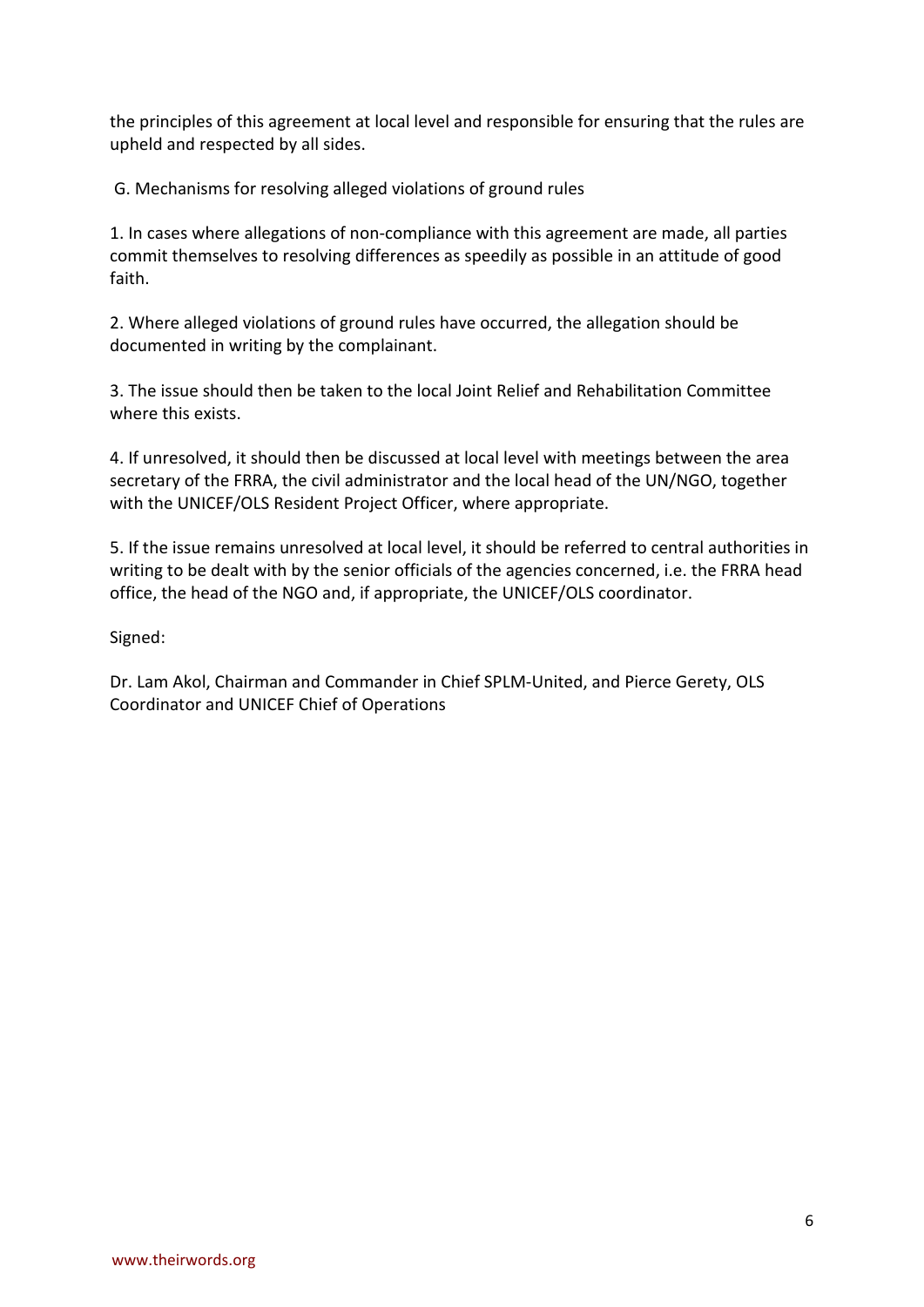the principles of this agreement at local level and responsible for ensuring that the rules are upheld and respected by all sides.

G. Mechanisms for resolving alleged violations of ground rules

1. In cases where allegations of non-compliance with this agreement are made, all parties commit themselves to resolving differences as speedily as possible in an attitude of good faith.

2. Where alleged violations of ground rules have occurred, the allegation should be documented in writing by the complainant.

3. The issue should then be taken to the local Joint Relief and Rehabilitation Committee where this exists.

4. If unresolved, it should then be discussed at local level with meetings between the area secretary of the FRRA, the civil administrator and the local head of the UN/NGO, together with the UNICEF/OLS Resident Project Officer, where appropriate.

5. If the issue remains unresolved at local level, it should be referred to central authorities in writing to be dealt with by the senior officials of the agencies concerned, i.e. the FRRA head office, the head of the NGO and, if appropriate, the UNICEF/OLS coordinator.

Signed:

Dr. Lam Akol, Chairman and Commander in Chief SPLM-United, and Pierce Gerety, OLS Coordinator and UNICEF Chief of Operations

www.theirwords.org